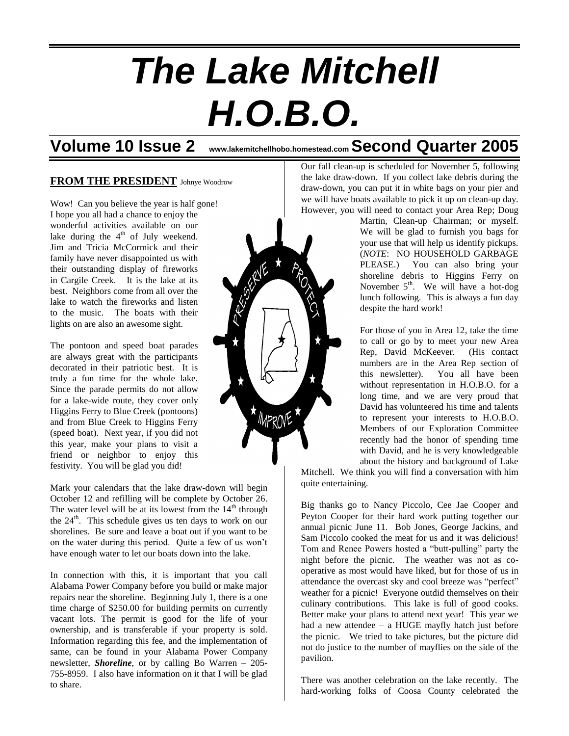# The Lake Mitchell H.O.B.O.

## Volume 10 Issue 2 www.lakemitchellhobo.homestead.com Second Quarter 2005

### FROM THE PRESIDENT Johnye Woodrow

Wow! Can you believe the year is half gone! I hope you all had a chance to enjoy the wonderful activities available on our lake during the 4th of July weekend. Jim and Tricia McCormick and their family have never disappointed us with their outstanding display of fireworks in Cargile Creek. It is the lake at its best. Neighbors come from all over the lake to watch the fireworks and listen to the music. The boats with their lights on are also an awesome sight.

The pontoon and speed boat parades are always great with the participants decorated in their patriotic best. It is truly a fun time for the whole lake. Since the parade permits do not allow for a lake-wide route, they cover only Higgins Ferry to Blue Creek (pontoons) and from Blue Creek to Higgins Ferry (speed boat). Next year, if you did not this year, make your plans to visit a friend or neighbor to enjoy this festivity. You will be glad you did!

Mark your calendars that the lake draw-down will begin October 12 and refilling will be complete by October 26. The water level will be at its lowest from the 14th through the 24th. This schedule gives us ten days to work on our shorelines. Be sure and leave a boat out if you want to be on the water during this period. Quite a few of us won't have enough water to let our boats down into the lake.

In connection with this, it is important that you call Alabama Power Company before you build or make major repairs near the shoreline. Beginning July 1, there is a one time charge of $250.00 for building permits on currently vacant lots. The permit is good for the life of your ownership, and is transferable if your property is sold. Information regarding this fee, and the implementation of same, can be found in your Alabama Power Company newsletter, ***Shoreline***, or by calling Bo Warren – 205-755-8959. I also have information on it that I will be glad to share.

Our fall clean-up is scheduled for November 5, following the lake draw-down. If you collect lake debris during the draw-down, you can put it in white bags on your pier and we will have boats available to pick it up on clean-up day. However, you will need to contact your Area Rep; Doug Martin, Clean-up Chairman; or myself. We will be glad to furnish you bags for your use that will help us identify pickups. (*NOTE*: NO HOUSEHOLD GARBAGE PLEASE.) You can also bring your shoreline debris to Higgins Ferry on November 5th. We will have a hot-dog lunch following. This is always a fun day despite the hard work!

For those of you in Area 12, take the time to call or go by to meet your new Area Rep, David McKeever. (His contact numbers are in the Area Rep section of this newsletter). You all have been without representation in H.O.B.O. for a long time, and we are very proud that David has volunteered his time and talents to represent your interests to H.O.B.O. Members of our Exploration Committee recently had the honor of spending time with David, and he is very knowledgeable about the history and background of Lake Mitchell. We think you will find a conversation with him quite entertaining.

Big thanks go to Nancy Piccolo, Cee Jae Cooper and Peyton Cooper for their hard work putting together our annual picnic June 11. Bob Jones, George Jackins, and Sam Piccolo cooked the meat for us and it was delicious! Tom and Renee Powers hosted a "butt-pulling" party the night before the picnic. The weather was not as co-operative as most would have liked, but for those of us in attendance the overcast sky and cool breeze was "perfect" weather for a picnic! Everyone outdid themselves on their culinary contributions. This lake is full of good cooks. Better make your plans to attend next year! This year we had a new attendee – a HUGE mayfly hatch just before the picnic. We tried to take pictures, but the picture did not do justice to the number of mayflies on the side of the pavilion.

There was another celebration on the lake recently. The hard-working folks of Coosa County celebrated the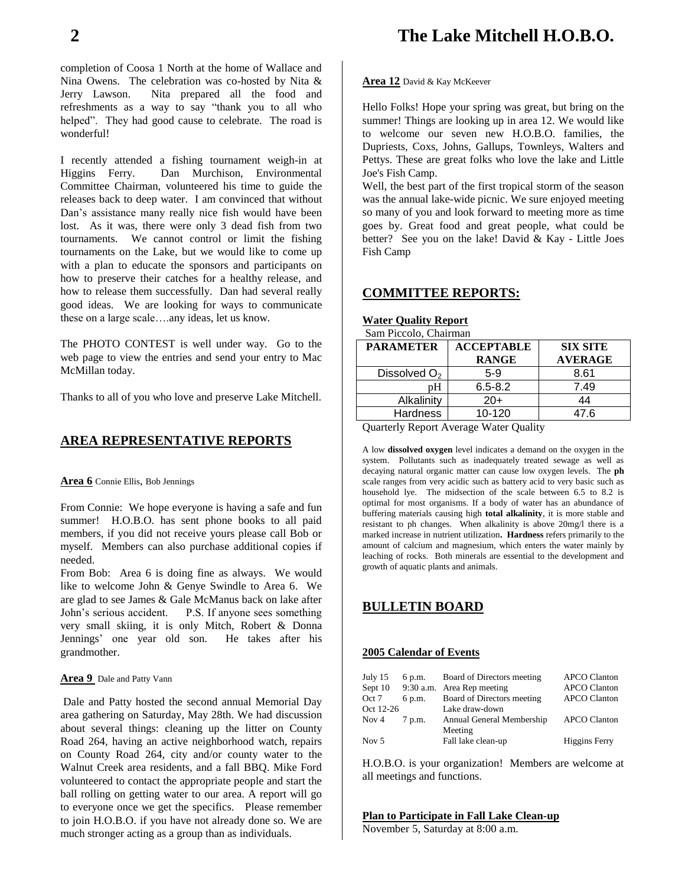completion of Coosa 1 North at the home of Wallace and Nina Owens. The celebration was co-hosted by Nita & Jerry Lawson. Nita prepared all the food and refreshments as a way to say "thank you to all who helped". They had good cause to celebrate. The road is wonderful!

I recently attended a fishing tournament weigh-in at Higgins Ferry. Dan Murchison, Environmental Committee Chairman, volunteered his time to guide the releases back to deep water. I am convinced that without Dan's assistance many really nice fish would have been lost. As it was, there were only 3 dead fish from two tournaments. We cannot control or limit the fishing tournaments on the Lake, but we would like to come up with a plan to educate the sponsors and participants on how to preserve their catches for a healthy release, and how to release them successfully. Dan had several really good ideas. We are looking for ways to communicate these on a large scale….any ideas, let us know.

The PHOTO CONTEST is well under way. Go to the web page to view the entries and send your entry to Mac McMillan today.

Thanks to all of you who love and preserve Lake Mitchell.

## AREA REPRESENTATIVE REPORTS

**Area 6** Connie Ellis, Bob Jennings

From Connie: We hope everyone is having a safe and fun summer! H.O.B.O. has sent phone books to all paid members, if you did not receive yours please call Bob or myself. Members can also purchase additional copies if needed.

From Bob: Area 6 is doing fine as always. We would like to welcome John & Genye Swindle to Area 6. We are glad to see James & Gale McManus back on lake after John's serious accident. P.S. If anyone sees something very small skiing, it is only Mitch, Robert & Donna Jennings' one year old son. He takes after his grandmother.

**Area 9** Dale and Patty Vann

Dale and Patty hosted the second annual Memorial Day area gathering on Saturday, May 28th. We had discussion about several things: cleaning up the litter on County Road 264, having an active neighborhood watch, repairs on County Road 264, city and/or county water to the Walnut Creek area residents, and a fall BBQ. Mike Ford volunteered to contact the appropriate people and start the ball rolling on getting water to our area. A report will go to everyone once we get the specifics. Please remember to join H.O.B.O. if you have not already done so. We are much stronger acting as a group than as individuals.

**Area 12** David & Kay McKeever

Hello Folks! Hope your spring was great, but bring on the summer! Things are looking up in area 12. We would like to welcome our seven new H.O.B.O. families, the Dupriests, Coxs, Johns, Gallups, Townleys, Walters and Pettys. These are great folks who love the lake and Little Joe's Fish Camp.

Well, the best part of the first tropical storm of the season was the annual lake-wide picnic. We sure enjoyed meeting so many of you and look forward to meeting more as time goes by. Great food and great people, what could be better? See you on the lake! David & Kay - Little Joes Fish Camp

## COMMITTEE REPORTS:

**Water Quality Report**

Sam Piccolo, Chairman

| PARAMETER | ACCEPTABLE RANGE | SIX SITE AVERAGE |
|---|---|---|
| Dissolved $O_2$ | 5-9 | 8.61 |
| pH | 6.5-8.2 | 7.49 |
| Alkalinity | 20+ | 44 |
| Hardness | 10-120 | 47.6 |

Quarterly Report Average Water Quality

A low **dissolved oxygen** level indicates a demand on the oxygen in the system. Pollutants such as inadequately treated sewage as well as decaying natural organic matter can cause low oxygen levels. The **ph** scale ranges from very acidic such as battery acid to very basic such as household lye. The midsection of the scale between 6.5 to 8.2 is optimal for most organisms. If a body of water has an abundance of buffering materials causing high **total alkalinity**, it is more stable and resistant to ph changes. When alkalinity is above 20mg/l there is a marked increase in nutrient utilization**. Hardness** refers primarily to the amount of calcium and magnesium, which enters the water mainly by leaching of rocks. Both minerals are essential to the development and growth of aquatic plants and animals.

## BULLETIN BOARD

**2005 Calendar of Events**

| | | | |
|---|---|---|---|
| July 15 | 6 p.m. | Board of Directors meeting | APCO Clanton |
| Sept 10 | 9:30 a.m. | Area Rep meeting | APCO Clanton |
| Oct 7 | 6 p.m. | Board of Directors meeting | APCO Clanton |
| Oct 12-26 | | Lake draw-down | |
| Nov 4 | 7 p.m. | Annual General Membership Meeting | APCO Clanton |
| Nov 5 | | Fall lake clean-up | Higgins Ferry |

H.O.B.O. is your organization! Members are welcome at all meetings and functions.

**Plan to Participate in Fall Lake Clean-up**

November 5, Saturday at 8:00 a.m.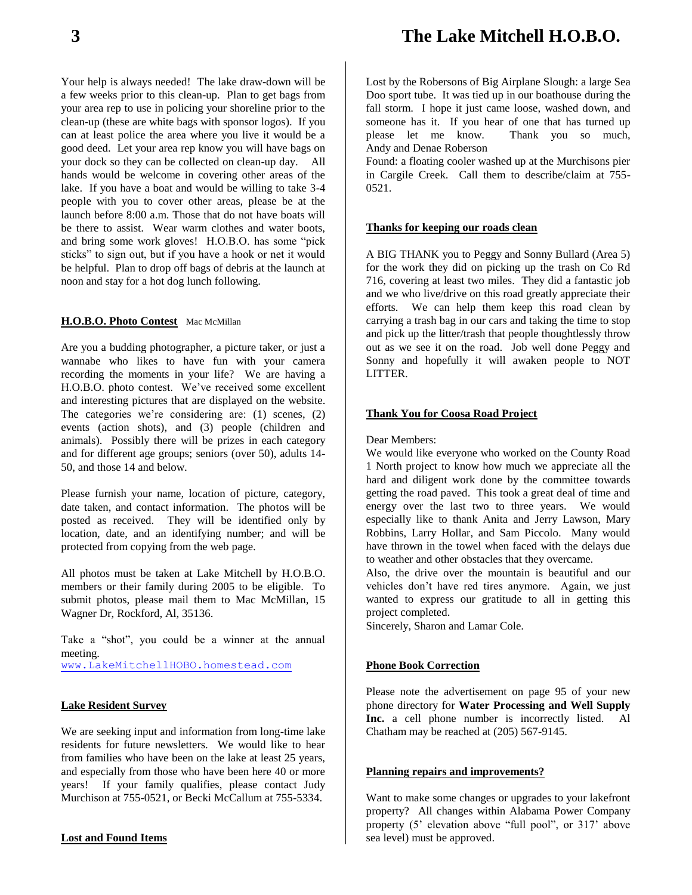Your help is always needed! The lake draw-down will be a few weeks prior to this clean-up. Plan to get bags from your area rep to use in policing your shoreline prior to the clean-up (these are white bags with sponsor logos). If you can at least police the area where you live it would be a good deed. Let your area rep know you will have bags on your dock so they can be collected on clean-up day. All hands would be welcome in covering other areas of the lake. If you have a boat and would be willing to take 3-4 people with you to cover other areas, please be at the launch before 8:00 a.m. Those that do not have boats will be there to assist. Wear warm clothes and water boots, and bring some work gloves! H.O.B.O. has some "pick sticks" to sign out, but if you have a hook or net it would be helpful. Plan to drop off bags of debris at the launch at noon and stay for a hot dog lunch following.

## H.O.B.O. Photo Contest

Mac McMillan

Are you a budding photographer, a picture taker, or just a wannabe who likes to have fun with your camera recording the moments in your life? We are having a H.O.B.O. photo contest. We've received some excellent and interesting pictures that are displayed on the website. The categories we're considering are: (1) scenes, (2) events (action shots), and (3) people (children and animals). Possibly there will be prizes in each category and for different age groups; seniors (over 50), adults 14-50, and those 14 and below.

Please furnish your name, location of picture, category, date taken, and contact information. The photos will be posted as received. They will be identified only by location, date, and an identifying number; and will be protected from copying from the web page.

All photos must be taken at Lake Mitchell by H.O.B.O. members or their family during 2005 to be eligible. To submit photos, please mail them to Mac McMillan, 15 Wagner Dr, Rockford, Al, 35136.

Take a "shot", you could be a winner at the annual meeting.
www.LakeMitchellHOBO.homestead.com

## Lake Resident Survey

We are seeking input and information from long-time lake residents for future newsletters. We would like to hear from families who have been on the lake at least 25 years, and especially from those who have been here 40 or more years! If your family qualifies, please contact Judy Murchison at 755-0521, or Becki McCallum at 755-5334.

## Lost and Found Items

Lost by the Robersons of Big Airplane Slough: a large Sea Doo sport tube. It was tied up in our boathouse during the fall storm. I hope it just came loose, washed down, and someone has it. If you hear of one that has turned up please let me know. Thank you so much, Andy and Denae Roberson

Found: a floating cooler washed up at the Murchisons pier in Cargile Creek. Call them to describe/claim at 755-0521.

## Thanks for keeping our roads clean

A BIG THANK you to Peggy and Sonny Bullard (Area 5) for the work they did on picking up the trash on Co Rd 716, covering at least two miles. They did a fantastic job and we who live/drive on this road greatly appreciate their efforts. We can help them keep this road clean by carrying a trash bag in our cars and taking the time to stop and pick up the litter/trash that people thoughtlessly throw out as we see it on the road. Job well done Peggy and Sonny and hopefully it will awaken people to NOT LITTER.

## Thank You for Coosa Road Project

Dear Members:

We would like everyone who worked on the County Road 1 North project to know how much we appreciate all the hard and diligent work done by the committee towards getting the road paved. This took a great deal of time and energy over the last two to three years. We would especially like to thank Anita and Jerry Lawson, Mary Robbins, Larry Hollar, and Sam Piccolo. Many would have thrown in the towel when faced with the delays due to weather and other obstacles that they overcame.

Also, the drive over the mountain is beautiful and our vehicles don't have red tires anymore. Again, we just wanted to express our gratitude to all in getting this project completed.

Sincerely, Sharon and Lamar Cole.

## Phone Book Correction

Please note the advertisement on page 95 of your new phone directory for **Water Processing and Well Supply Inc.** a cell phone number is incorrectly listed. Al Chatham may be reached at (205) 567-9145.

## Planning repairs and improvements?

Want to make some changes or upgrades to your lakefront property? All changes within Alabama Power Company property (5' elevation above "full pool", or 317' above sea level) must be approved.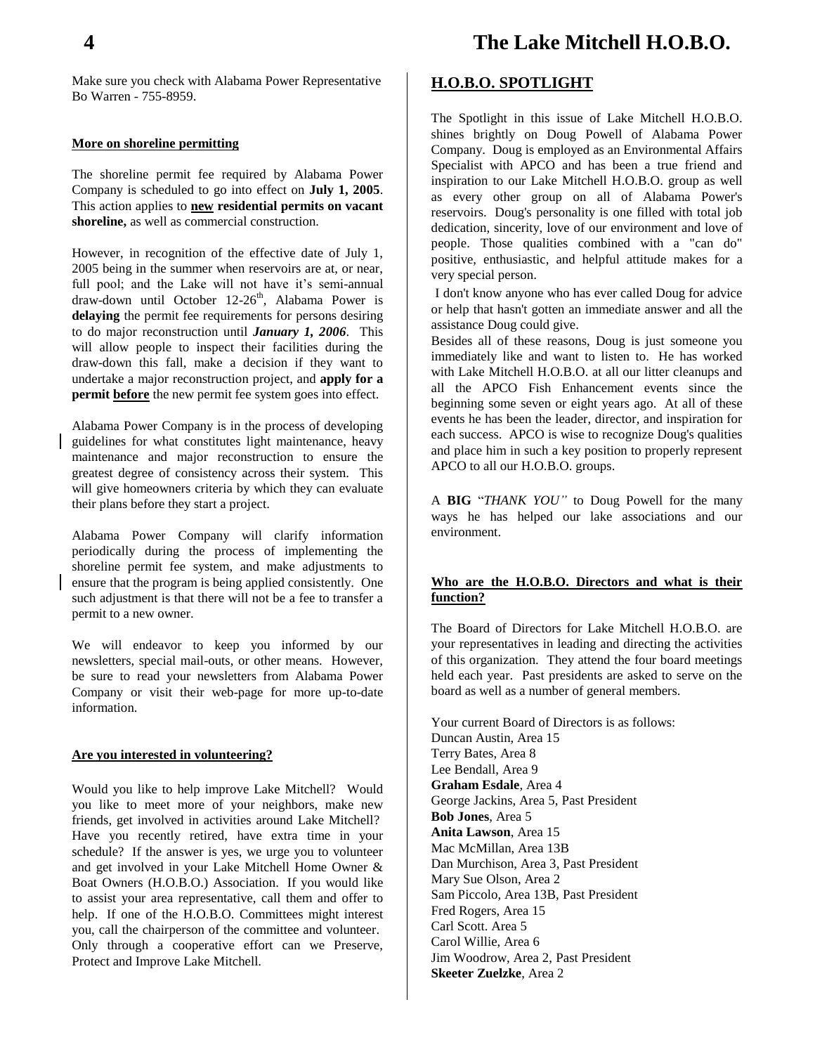Make sure you check with Alabama Power Representative Bo Warren - 755-8959.

**More on shoreline permitting**

The shoreline permit fee required by Alabama Power Company is scheduled to go into effect on **July 1, 2005**. This action applies to **new residential permits on vacant shoreline,** as well as commercial construction.

However, in recognition of the effective date of July 1, 2005 being in the summer when reservoirs are at, or near, full pool; and the Lake will not have it's semi-annual draw-down until October 12-26th, Alabama Power is **delaying** the permit fee requirements for persons desiring to do major reconstruction until ***January 1, 2006***. This will allow people to inspect their facilities during the draw-down this fall, make a decision if they want to undertake a major reconstruction project, and **apply for a permit before** the new permit fee system goes into effect.

Alabama Power Company is in the process of developing guidelines for what constitutes light maintenance, heavy maintenance and major reconstruction to ensure the greatest degree of consistency across their system. This will give homeowners criteria by which they can evaluate their plans before they start a project.

Alabama Power Company will clarify information periodically during the process of implementing the shoreline permit fee system, and make adjustments to ensure that the program is being applied consistently. One such adjustment is that there will not be a fee to transfer a permit to a new owner.

We will endeavor to keep you informed by our newsletters, special mail-outs, or other means. However, be sure to read your newsletters from Alabama Power Company or visit their web-page for more up-to-date information.

**Are you interested in volunteering?**

Would you like to help improve Lake Mitchell? Would you like to meet more of your neighbors, make new friends, get involved in activities around Lake Mitchell? Have you recently retired, have extra time in your schedule? If the answer is yes, we urge you to volunteer and get involved in your Lake Mitchell Home Owner & Boat Owners (H.O.B.O.) Association. If you would like to assist your area representative, call them and offer to help. If one of the H.O.B.O. Committees might interest you, call the chairperson of the committee and volunteer. Only through a cooperative effort can we Preserve, Protect and Improve Lake Mitchell.

## H.O.B.O. SPOTLIGHT

The Spotlight in this issue of Lake Mitchell H.O.B.O. shines brightly on Doug Powell of Alabama Power Company. Doug is employed as an Environmental Affairs Specialist with APCO and has been a true friend and inspiration to our Lake Mitchell H.O.B.O. group as well as every other group on all of Alabama Power's reservoirs. Doug's personality is one filled with total job dedication, sincerity, love of our environment and love of people. Those qualities combined with a "can do" positive, enthusiastic, and helpful attitude makes for a very special person.

I don't know anyone who has ever called Doug for advice or help that hasn't gotten an immediate answer and all the assistance Doug could give.

Besides all of these reasons, Doug is just someone you immediately like and want to listen to. He has worked with Lake Mitchell H.O.B.O. at all our litter cleanups and all the APCO Fish Enhancement events since the beginning some seven or eight years ago. At all of these events he has been the leader, director, and inspiration for each success. APCO is wise to recognize Doug's qualities and place him in such a key position to properly represent APCO to all our H.O.B.O. groups.

A **BIG** "*THANK YOU"* to Doug Powell for the many ways he has helped our lake associations and our environment.

**Who are the H.O.B.O. Directors and what is their function?**

The Board of Directors for Lake Mitchell H.O.B.O. are your representatives in leading and directing the activities of this organization. They attend the four board meetings held each year. Past presidents are asked to serve on the board as well as a number of general members.

Your current Board of Directors is as follows:  
Duncan Austin, Area 15  
Terry Bates, Area 8  
Lee Bendall, Area 9  
**Graham Esdale**, Area 4  
George Jackins, Area 5, Past President  
**Bob Jones**, Area 5  
**Anita Lawson**, Area 15  
Mac McMillan, Area 13B  
Dan Murchison, Area 3, Past President  
Mary Sue Olson, Area 2  
Sam Piccolo, Area 13B, Past President  
Fred Rogers, Area 15  
Carl Scott. Area 5  
Carol Willie, Area 6  
Jim Woodrow, Area 2, Past President  
**Skeeter Zuelzke**, Area 2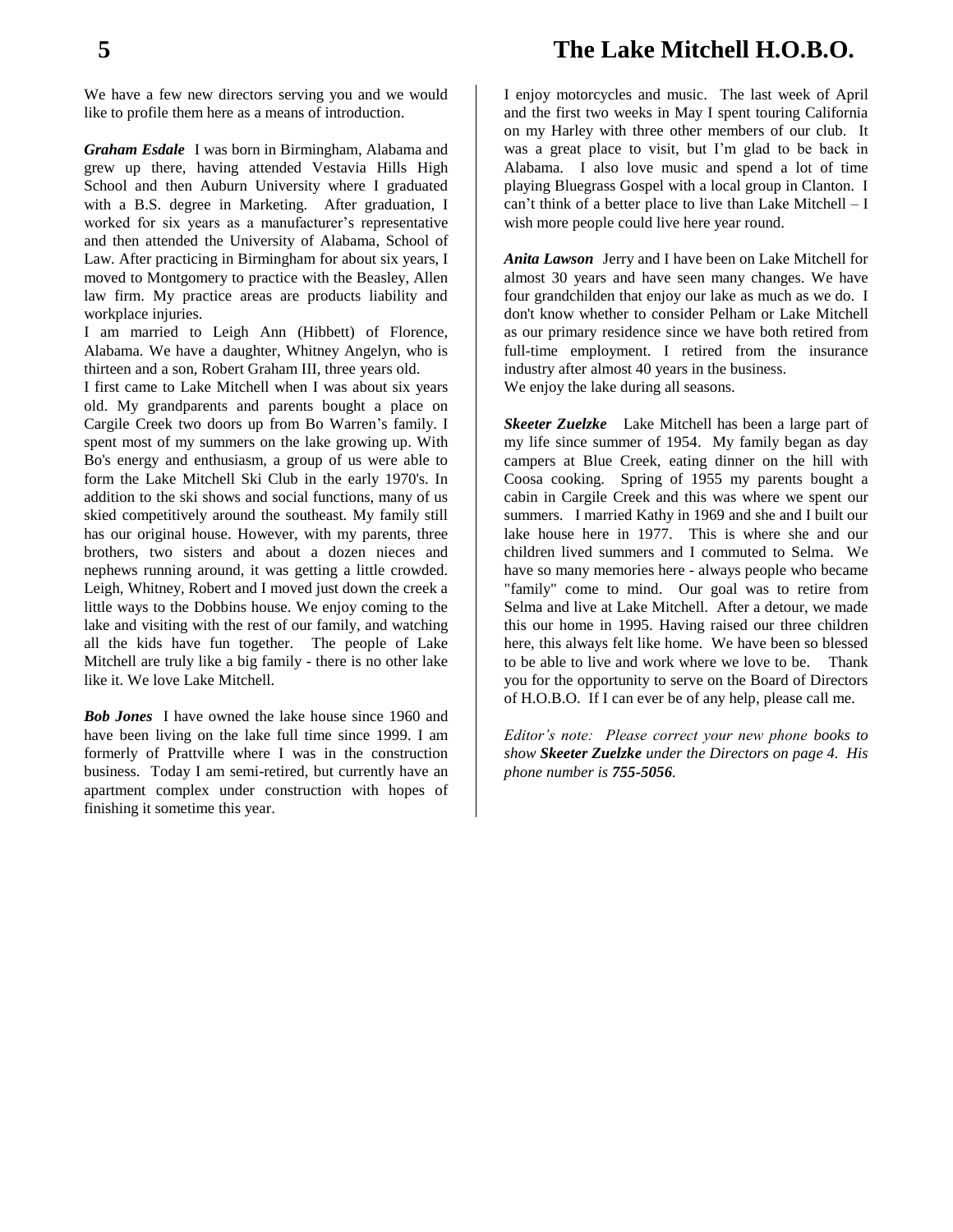We have a few new directors serving you and we would like to profile them here as a means of introduction.

***Graham Esdale*** I was born in Birmingham, Alabama and grew up there, having attended Vestavia Hills High School and then Auburn University where I graduated with a B.S. degree in Marketing. After graduation, I worked for six years as a manufacturer's representative and then attended the University of Alabama, School of Law. After practicing in Birmingham for about six years, I moved to Montgomery to practice with the Beasley, Allen law firm. My practice areas are products liability and workplace injuries.

I am married to Leigh Ann (Hibbett) of Florence, Alabama. We have a daughter, Whitney Angelyn, who is thirteen and a son, Robert Graham III, three years old.

I first came to Lake Mitchell when I was about six years old. My grandparents and parents bought a place on Cargile Creek two doors up from Bo Warren's family. I spent most of my summers on the lake growing up. With Bo's energy and enthusiasm, a group of us were able to form the Lake Mitchell Ski Club in the early 1970's. In addition to the ski shows and social functions, many of us skied competitively around the southeast. My family still has our original house. However, with my parents, three brothers, two sisters and about a dozen nieces and nephews running around, it was getting a little crowded. Leigh, Whitney, Robert and I moved just down the creek a little ways to the Dobbins house. We enjoy coming to the lake and visiting with the rest of our family, and watching all the kids have fun together. The people of Lake Mitchell are truly like a big family - there is no other lake like it. We love Lake Mitchell.

***Bob Jones*** I have owned the lake house since 1960 and have been living on the lake full time since 1999. I am formerly of Prattville where I was in the construction business. Today I am semi-retired, but currently have an apartment complex under construction with hopes of finishing it sometime this year.

I enjoy motorcycles and music. The last week of April and the first two weeks in May I spent touring California on my Harley with three other members of our club. It was a great place to visit, but I'm glad to be back in Alabama. I also love music and spend a lot of time playing Bluegrass Gospel with a local group in Clanton. I can't think of a better place to live than Lake Mitchell – I wish more people could live here year round.

***Anita Lawson*** Jerry and I have been on Lake Mitchell for almost 30 years and have seen many changes. We have four grandchilden that enjoy our lake as much as we do. I don't know whether to consider Pelham or Lake Mitchell as our primary residence since we have both retired from full-time employment. I retired from the insurance industry after almost 40 years in the business.

We enjoy the lake during all seasons.

***Skeeter Zuelzke*** Lake Mitchell has been a large part of my life since summer of 1954. My family began as day campers at Blue Creek, eating dinner on the hill with Coosa cooking. Spring of 1955 my parents bought a cabin in Cargile Creek and this was where we spent our summers. I married Kathy in 1969 and she and I built our lake house here in 1977. This is where she and our children lived summers and I commuted to Selma. We have so many memories here - always people who became "family" come to mind. Our goal was to retire from Selma and live at Lake Mitchell. After a detour, we made this our home in 1995. Having raised our three children here, this always felt like home. We have been so blessed to be able to live and work where we love to be. Thank you for the opportunity to serve on the Board of Directors of H.O.B.O. If I can ever be of any help, please call me.

*Editor's note: Please correct your new phone books to show **Skeeter Zuelzke** under the Directors on page 4. His phone number is **755-5056**.*